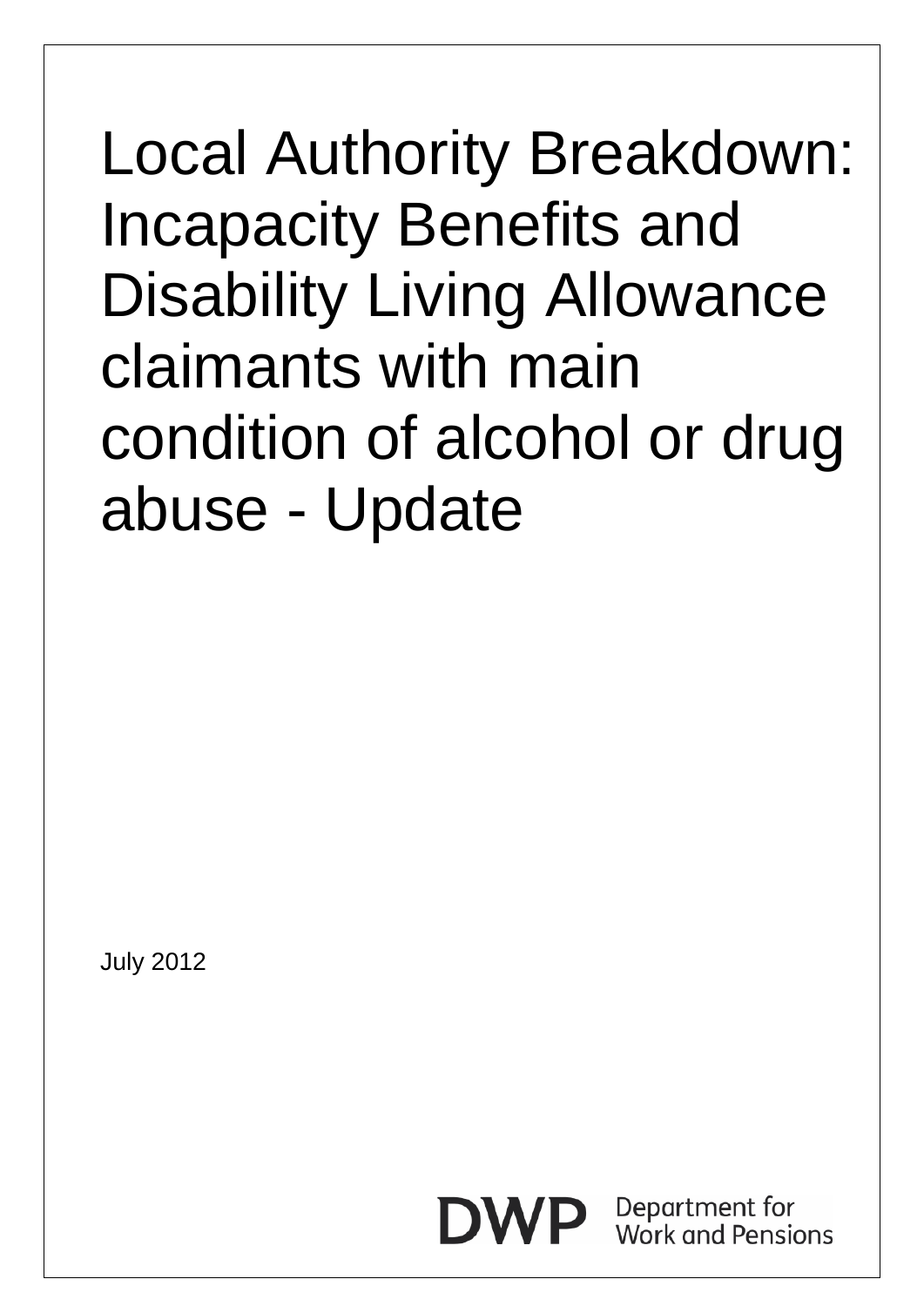# Local Authority Breakdown: Incapacity Benefits and Disability Living Allowance claimants with main condition of alcohol or drug abuse - Update

July 2012

DWP Department for Work and Pensions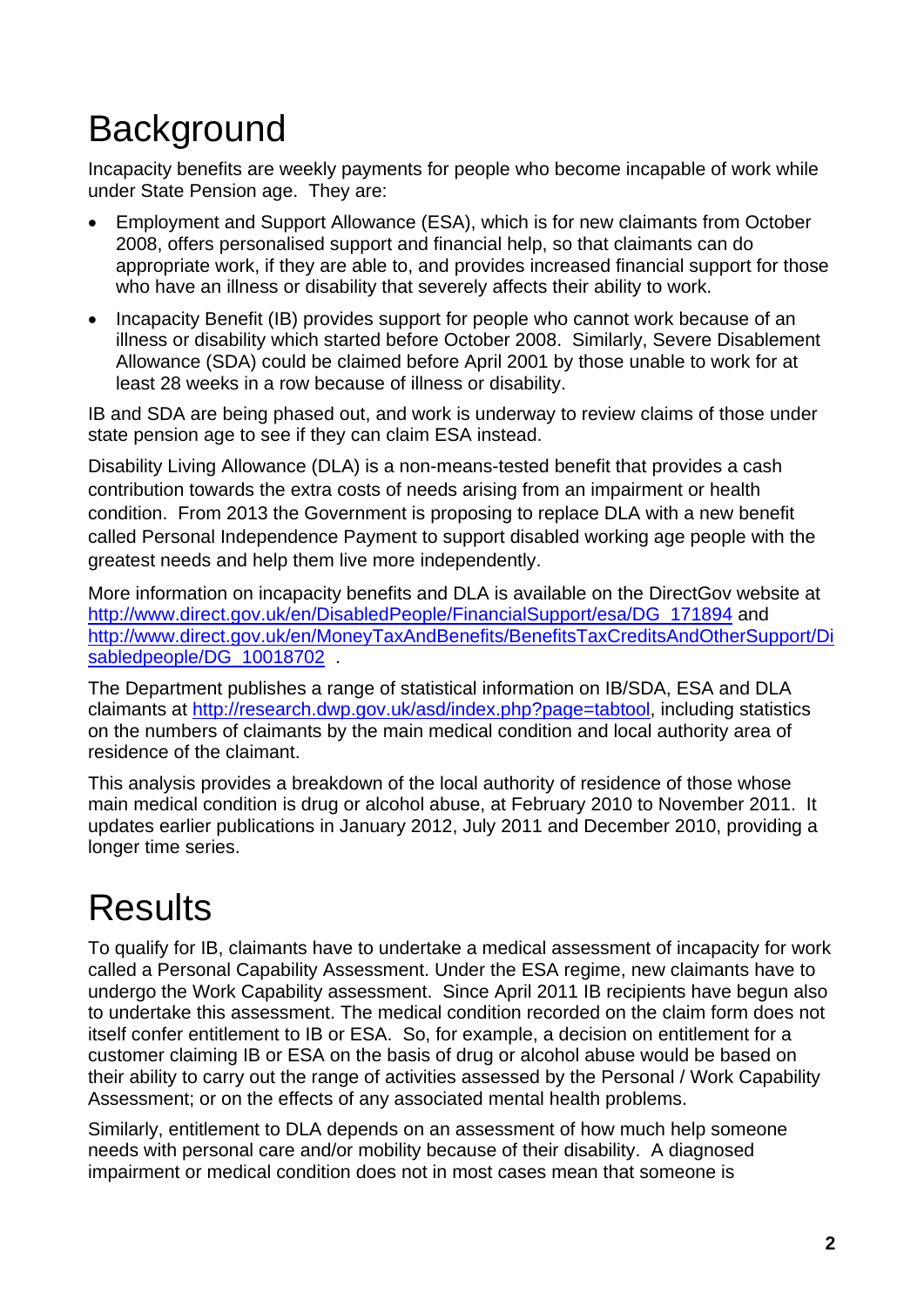# Background

Incapacity benefits are weekly payments for people who become incapable of work while under State Pension age. They are:

- Employment and Support Allowance (ESA), which is for new claimants from October 2008, offers personalised support and financial help, so that claimants can do appropriate work, if they are able to, and provides increased financial support for those who have an illness or disability that severely affects their ability to work.
- Incapacity Benefit (IB) provides support for people who cannot work because of an illness or disability which started before October 2008. Similarly, Severe Disablement Allowance (SDA) could be claimed before April 2001 by those unable to work for at least 28 weeks in a row because of illness or disability.

IB and SDA are being phased out, and work is underway to review claims of those under state pension age to see if they can claim ESA instead.

Disability Living Allowance (DLA) is a non-means-tested benefit that provides a cash contribution towards the extra costs of needs arising from an impairment or health condition. From 2013 the Government is proposing to replace DLA with a new benefit called Personal Independence Payment to support disabled working age people with the greatest needs and help them live more independently.

More information on incapacity benefits and DLA is available on the DirectGov website at http://www.direct.gov.uk/en/DisabledPeople/FinancialSupport/esa/DG_171894 and http://www.direct.gov.uk/en/MoneyTaxAndBenefits/BenefitsTaxCreditsAndOtherSupport/Disabledpeople/DG_10018702 .

The Department publishes a range of statistical information on IB/SDA, ESA and DLA claimants at http://research.dwp.gov.uk/asd/index.php?page=tabtool, including statistics on the numbers of claimants by the main medical condition and local authority area of residence of the claimant.

This analysis provides a breakdown of the local authority of residence of those whose main medical condition is drug or alcohol abuse, at February 2010 to November 2011. It updates earlier publications in January 2012, July 2011 and December 2010, providing a longer time series.

# Results

To qualify for IB, claimants have to undertake a medical assessment of incapacity for work called a Personal Capability Assessment. Under the ESA regime, new claimants have to undergo the Work Capability assessment. Since April 2011 IB recipients have begun also to undertake this assessment. The medical condition recorded on the claim form does not itself confer entitlement to IB or ESA. So, for example, a decision on entitlement for a customer claiming IB or ESA on the basis of drug or alcohol abuse would be based on their ability to carry out the range of activities assessed by the Personal / Work Capability Assessment; or on the effects of any associated mental health problems.

Similarly, entitlement to DLA depends on an assessment of how much help someone needs with personal care and/or mobility because of their disability. A diagnosed impairment or medical condition does not in most cases mean that someone is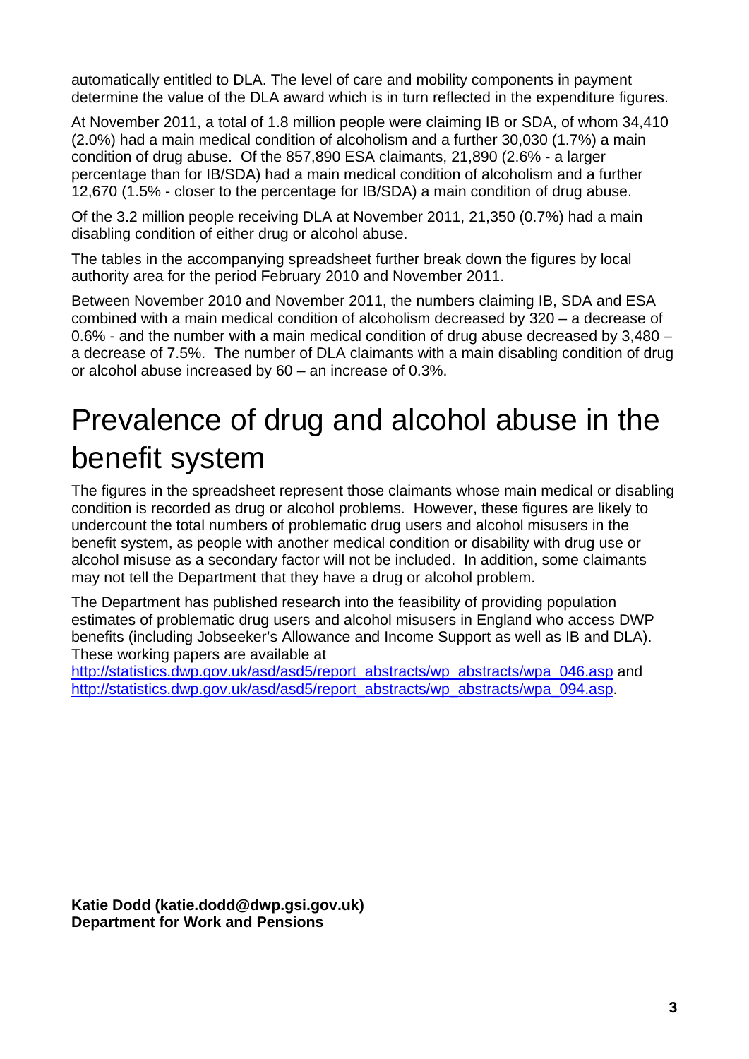automatically entitled to DLA. The level of care and mobility components in payment determine the value of the DLA award which is in turn reflected in the expenditure figures.

At November 2011, a total of 1.8 million people were claiming IB or SDA, of whom 34,410 (2.0%) had a main medical condition of alcoholism and a further 30,030 (1.7%) a main condition of drug abuse. Of the 857,890 ESA claimants, 21,890 (2.6% - a larger percentage than for IB/SDA) had a main medical condition of alcoholism and a further 12,670 (1.5% - closer to the percentage for IB/SDA) a main condition of drug abuse.

Of the 3.2 million people receiving DLA at November 2011, 21,350 (0.7%) had a main disabling condition of either drug or alcohol abuse.

The tables in the accompanying spreadsheet further break down the figures by local authority area for the period February 2010 and November 2011.

Between November 2010 and November 2011, the numbers claiming IB, SDA and ESA combined with a main medical condition of alcoholism decreased by 320 – a decrease of 0.6% - and the number with a main medical condition of drug abuse decreased by 3,480 – a decrease of 7.5%. The number of DLA claimants with a main disabling condition of drug or alcohol abuse increased by 60 – an increase of 0.3%.

# Prevalence of drug and alcohol abuse in the benefit system

The figures in the spreadsheet represent those claimants whose main medical or disabling condition is recorded as drug or alcohol problems. However, these figures are likely to undercount the total numbers of problematic drug users and alcohol misusers in the benefit system, as people with another medical condition or disability with drug use or alcohol misuse as a secondary factor will not be included. In addition, some claimants may not tell the Department that they have a drug or alcohol problem.

The Department has published research into the feasibility of providing population estimates of problematic drug users and alcohol misusers in England who access DWP benefits (including Jobseeker's Allowance and Income Support as well as IB and DLA). These working papers are available at http://statistics.dwp.gov.uk/asd/asd5/report_abstracts/wp_abstracts/wpa_046.asp and http://statistics.dwp.gov.uk/asd/asd5/report_abstracts/wp_abstracts/wpa_094.asp.

**Katie Dodd (katie.dodd@dwp.gsi.gov.uk)**
**Department for Work and Pensions**